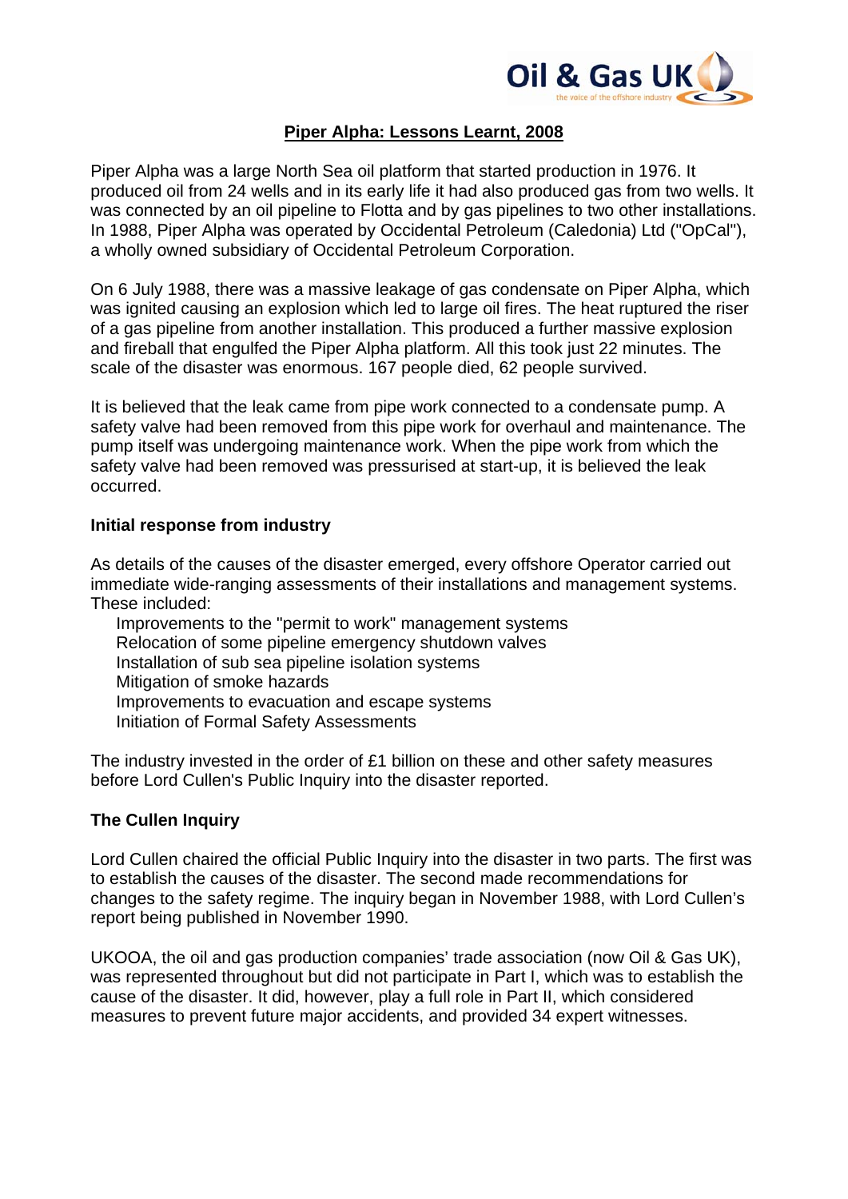# Piper Alpha: Lessons Learnt, 2008

Piper Alpha was a large North Sea oil platform that started production in 1976. It produced oil from 24 wells and in its early life it had also produced gas from two wells. It was connected by an oil pipeline to Flotta and by gas pipelines to two other installations. In 1988, Piper Alpha was operated by Occidental Petroleum (Caledonia) Ltd ("OpCal"), a wholly owned subsidiary of Occidental Petroleum Corporation.

On 6 July 1988, there was a massive leakage of gas condensate on Piper Alpha, which was ignited causing an explosion which led to large oil fires. The heat ruptured the riser of a gas pipeline from another installation. This produced a further massive explosion and fireball that engulfed the Piper Alpha platform. All this took just 22 minutes. The scale of the disaster was enormous. 167 people died, 62 people survived.

It is believed that the leak came from pipe work connected to a condensate pump. A safety valve had been removed from this pipe work for overhaul and maintenance. The pump itself was undergoing maintenance work. When the pipe work from which the safety valve had been removed was pressurised at start-up, it is believed the leak occurred.

## Initial response from industry

As details of the causes of the disaster emerged, every offshore Operator carried out immediate wide-ranging assessments of their installations and management systems. These included:

- Improvements to the "permit to work" management systems
- Relocation of some pipeline emergency shutdown valves
- Installation of sub sea pipeline isolation systems
- Mitigation of smoke hazards
- Improvements to evacuation and escape systems
- Initiation of Formal Safety Assessments

The industry invested in the order of £1 billion on these and other safety measures before Lord Cullen's Public Inquiry into the disaster reported.

## The Cullen Inquiry

Lord Cullen chaired the official Public Inquiry into the disaster in two parts. The first was to establish the causes of the disaster. The second made recommendations for changes to the safety regime. The inquiry began in November 1988, with Lord Cullen's report being published in November 1990.

UKOOA, the oil and gas production companies' trade association (now Oil & Gas UK), was represented throughout but did not participate in Part I, which was to establish the cause of the disaster. It did, however, play a full role in Part II, which considered measures to prevent future major accidents, and provided 34 expert witnesses.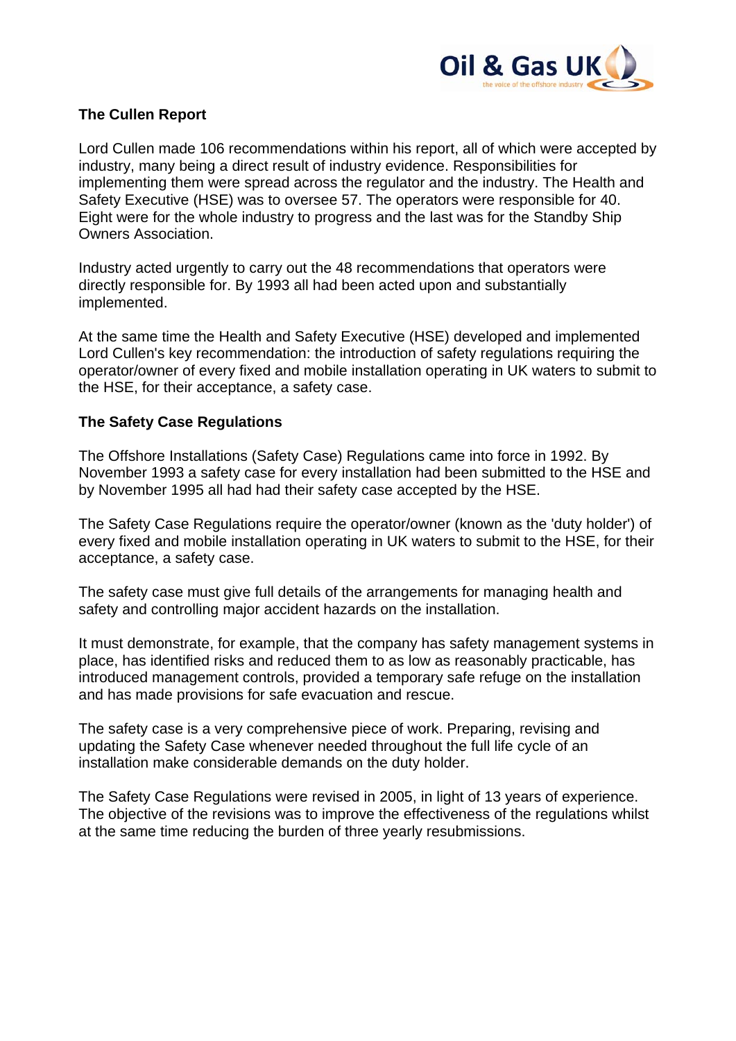## The Cullen Report

Lord Cullen made 106 recommendations within his report, all of which were accepted by industry, many being a direct result of industry evidence. Responsibilities for implementing them were spread across the regulator and the industry. The Health and Safety Executive (HSE) was to oversee 57. The operators were responsible for 40. Eight were for the whole industry to progress and the last was for the Standby Ship Owners Association.

Industry acted urgently to carry out the 48 recommendations that operators were directly responsible for. By 1993 all had been acted upon and substantially implemented.

At the same time the Health and Safety Executive (HSE) developed and implemented Lord Cullen's key recommendation: the introduction of safety regulations requiring the operator/owner of every fixed and mobile installation operating in UK waters to submit to the HSE, for their acceptance, a safety case.

## The Safety Case Regulations

The Offshore Installations (Safety Case) Regulations came into force in 1992. By November 1993 a safety case for every installation had been submitted to the HSE and by November 1995 all had had their safety case accepted by the HSE.

The Safety Case Regulations require the operator/owner (known as the 'duty holder') of every fixed and mobile installation operating in UK waters to submit to the HSE, for their acceptance, a safety case.

The safety case must give full details of the arrangements for managing health and safety and controlling major accident hazards on the installation.

It must demonstrate, for example, that the company has safety management systems in place, has identified risks and reduced them to as low as reasonably practicable, has introduced management controls, provided a temporary safe refuge on the installation and has made provisions for safe evacuation and rescue.

The safety case is a very comprehensive piece of work. Preparing, revising and updating the Safety Case whenever needed throughout the full life cycle of an installation make considerable demands on the duty holder.

The Safety Case Regulations were revised in 2005, in light of 13 years of experience. The objective of the revisions was to improve the effectiveness of the regulations whilst at the same time reducing the burden of three yearly resubmissions.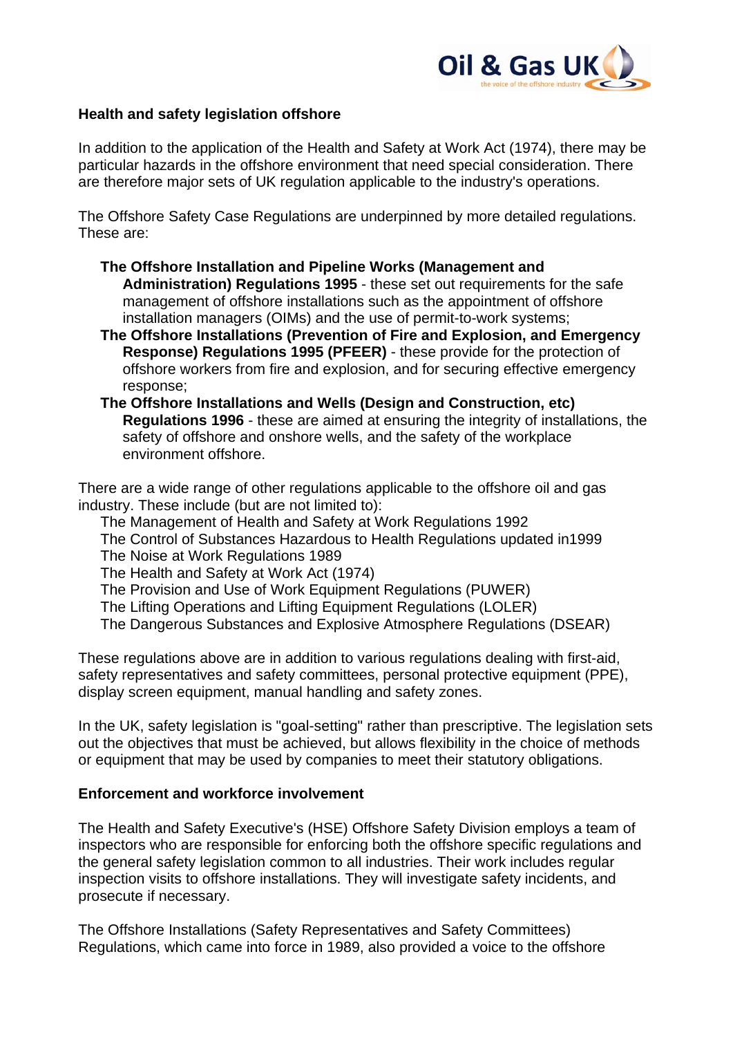**Health and safety legislation offshore**

In addition to the application of the Health and Safety at Work Act (1974), there may be particular hazards in the offshore environment that need special consideration. There are therefore major sets of UK regulation applicable to the industry's operations.

The Offshore Safety Case Regulations are underpinned by more detailed regulations. These are:

- **The Offshore Installation and Pipeline Works (Management and Administration) Regulations 1995** - these set out requirements for the safe management of offshore installations such as the appointment of offshore installation managers (OIMs) and the use of permit-to-work systems;
- **The Offshore Installations (Prevention of Fire and Explosion, and Emergency Response) Regulations 1995 (PFEER)** - these provide for the protection of offshore workers from fire and explosion, and for securing effective emergency response;
- **The Offshore Installations and Wells (Design and Construction, etc) Regulations 1996** - these are aimed at ensuring the integrity of installations, the safety of offshore and onshore wells, and the safety of the workplace environment offshore.

There are a wide range of other regulations applicable to the offshore oil and gas industry. These include (but are not limited to):

- The Management of Health and Safety at Work Regulations 1992
- The Control of Substances Hazardous to Health Regulations updated in1999
- The Noise at Work Regulations 1989
- The Health and Safety at Work Act (1974)
- The Provision and Use of Work Equipment Regulations (PUWER)
- The Lifting Operations and Lifting Equipment Regulations (LOLER)
- The Dangerous Substances and Explosive Atmosphere Regulations (DSEAR)

These regulations above are in addition to various regulations dealing with first-aid, safety representatives and safety committees, personal protective equipment (PPE), display screen equipment, manual handling and safety zones.

In the UK, safety legislation is "goal-setting" rather than prescriptive. The legislation sets out the objectives that must be achieved, but allows flexibility in the choice of methods or equipment that may be used by companies to meet their statutory obligations.

**Enforcement and workforce involvement**

The Health and Safety Executive's (HSE) Offshore Safety Division employs a team of inspectors who are responsible for enforcing both the offshore specific regulations and the general safety legislation common to all industries. Their work includes regular inspection visits to offshore installations. They will investigate safety incidents, and prosecute if necessary.

The Offshore Installations (Safety Representatives and Safety Committees) Regulations, which came into force in 1989, also provided a voice to the offshore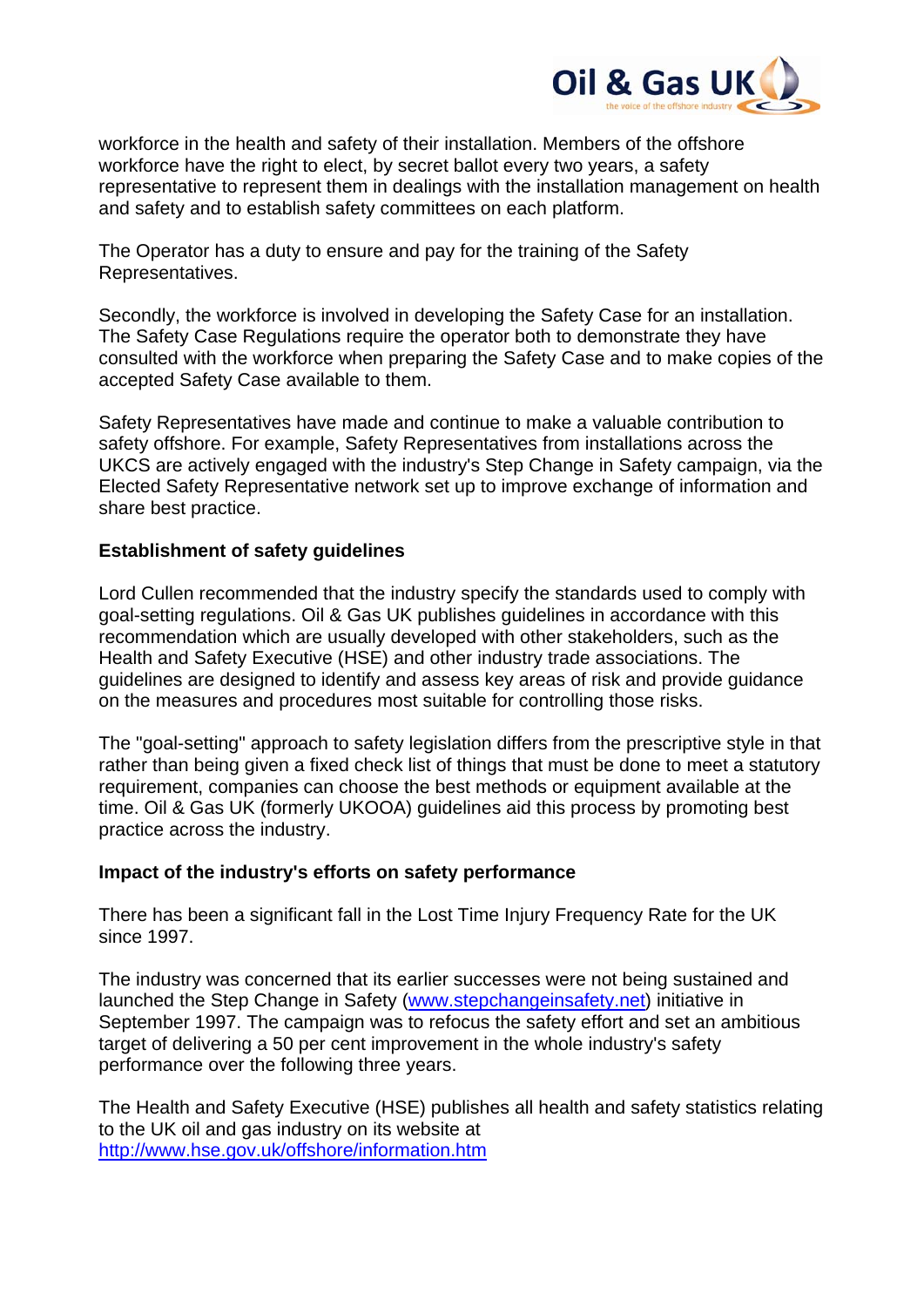workforce in the health and safety of their installation. Members of the offshore workforce have the right to elect, by secret ballot every two years, a safety representative to represent them in dealings with the installation management on health and safety and to establish safety committees on each platform.

The Operator has a duty to ensure and pay for the training of the Safety Representatives.

Secondly, the workforce is involved in developing the Safety Case for an installation. The Safety Case Regulations require the operator both to demonstrate they have consulted with the workforce when preparing the Safety Case and to make copies of the accepted Safety Case available to them.

Safety Representatives have made and continue to make a valuable contribution to safety offshore. For example, Safety Representatives from installations across the UKCS are actively engaged with the industry's Step Change in Safety campaign, via the Elected Safety Representative network set up to improve exchange of information and share best practice.

**Establishment of safety guidelines**

Lord Cullen recommended that the industry specify the standards used to comply with goal-setting regulations. Oil & Gas UK publishes guidelines in accordance with this recommendation which are usually developed with other stakeholders, such as the Health and Safety Executive (HSE) and other industry trade associations. The guidelines are designed to identify and assess key areas of risk and provide guidance on the measures and procedures most suitable for controlling those risks.

The "goal-setting" approach to safety legislation differs from the prescriptive style in that rather than being given a fixed check list of things that must be done to meet a statutory requirement, companies can choose the best methods or equipment available at the time. Oil & Gas UK (formerly UKOOA) guidelines aid this process by promoting best practice across the industry.

**Impact of the industry's efforts on safety performance**

There has been a significant fall in the Lost Time Injury Frequency Rate for the UK since 1997.

The industry was concerned that its earlier successes were not being sustained and launched the Step Change in Safety (www.stepchangeinsafety.net) initiative in September 1997. The campaign was to refocus the safety effort and set an ambitious target of delivering a 50 per cent improvement in the whole industry's safety performance over the following three years.

The Health and Safety Executive (HSE) publishes all health and safety statistics relating to the UK oil and gas industry on its website at http://www.hse.gov.uk/offshore/information.htm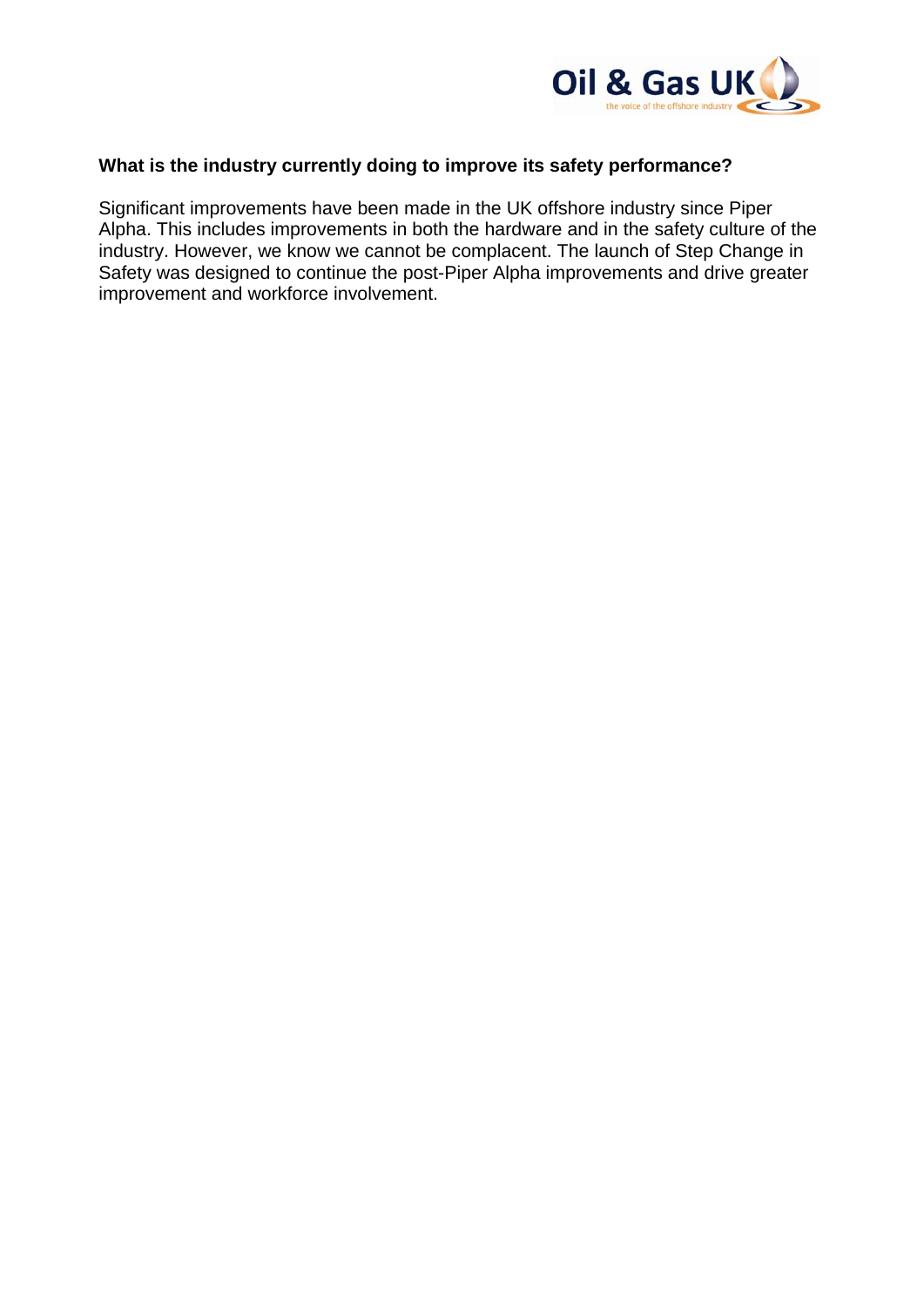**What is the industry currently doing to improve its safety performance?**

Significant improvements have been made in the UK offshore industry since Piper Alpha. This includes improvements in both the hardware and in the safety culture of the industry. However, we know we cannot be complacent. The launch of Step Change in Safety was designed to continue the post-Piper Alpha improvements and drive greater improvement and workforce involvement.